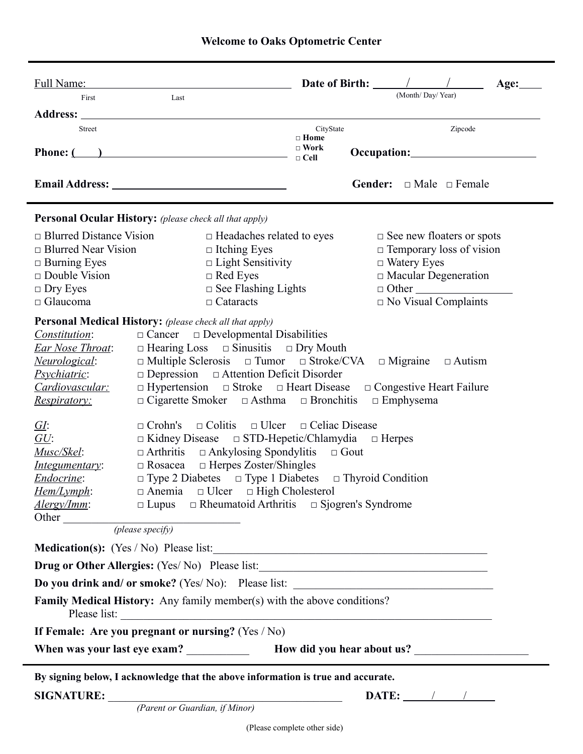# Welcome to Oaks Optometric Center

Full Name: ______________________________ **Date of Birth:** ____/____/____ (Month/ Day/ Year) **Age:**____

First Last

**Address:** ____________________________________________

Street CityState Zipcode

**Phone: (____)** ______________________ □ **Home** □ **Work** □ **Cell** **Occupation:** ____________________

**Email Address:** ______________________ **Gender:** □ Male □ Female

---

**Personal Ocular History:** *(please check all that apply)*

| | | |
|---|---|---|
| □ Blurred Distance Vision | □ Headaches related to eyes | □ See new floaters or spots |
| □ Blurred Near Vision | □ Itching Eyes | □ Temporary loss of vision |
| □ Burning Eyes | □ Light Sensitivity | □ Watery Eyes |
| □ Double Vision | □ Red Eyes | □ Macular Degeneration |
| □ Dry Eyes | □ See Flashing Lights | □ Other ____________ |
| □ Glaucoma | □ Cataracts | □ No Visual Complaints |

**Personal Medical History:** *(please check all that apply)*

- *Constitution*: □ Cancer □ Developmental Disabilities
- *Ear Nose Throat*: □ Hearing Loss □ Sinusitis □ Dry Mouth
- *Neurological*: □ Multiple Sclerosis □ Tumor □ Stroke/CVA □ Migraine □ Autism
- *Psychiatric*: □ Depression □ Attention Deficit Disorder
- *Cardiovascular:* □ Hypertension □ Stroke □ Heart Disease □ Congestive Heart Failure
- *Respiratory:* □ Cigarette Smoker □ Asthma □ Bronchitis □ Emphysema

- *GI*: □ Crohn's □ Colitis □ Ulcer □ Celiac Disease
- *GU*: □ Kidney Disease □ STD-Hepetic/Chlamydia □ Herpes
- *Musc/Skel*: □ Arthritis □ Ankylosing Spondylitis □ Gout
- *Integumentary*: □ Rosacea □ Herpes Zoster/Shingles
- *Endocrine*: □ Type 2 Diabetes □ Type 1 Diabetes □ Thyroid Condition
- *Hem/Lymph*: □ Anemia □ Ulcer □ High Cholesterol
- *Alergy/Imm*: □ Lupus □ Rheumatoid Arthritis □ Sjogren's Syndrome

Other ______________________ *(please specify)*

**Medication(s):** (Yes / No) Please list: ______________________

**Drug or Other Allergies:** (Yes/ No) Please list: ______________________

**Do you drink and/ or smoke?** (Yes/ No): Please list: ______________________

**Family Medical History:** Any family member(s) with the above conditions?
Please list: ______________________

**If Female: Are you pregnant or nursing?** (Yes / No)

**When was your last eye exam?** __________ **How did you hear about us?** __________

---

**By signing below, I acknowledge that the above information is true and accurate.**

**SIGNATURE:** ______________________ *(Parent or Guardian, if Minor)* **DATE:** ____/____/____

(Please complete other side)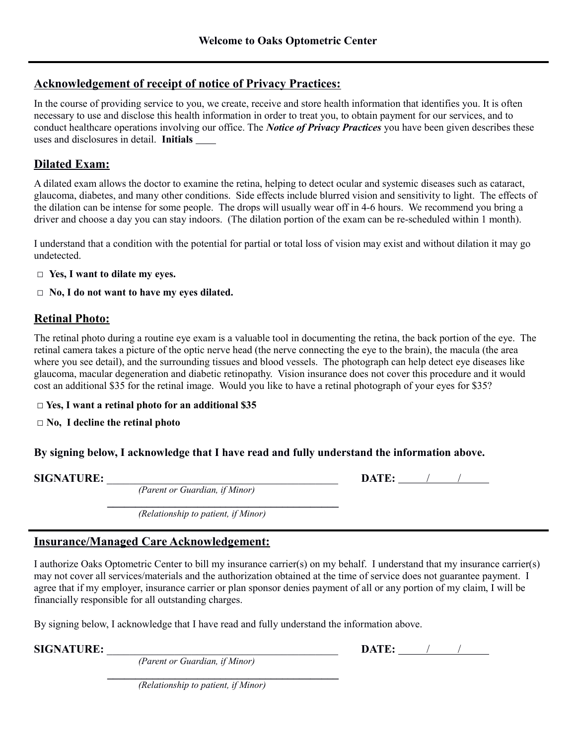**Welcome to Oaks Optometric Center**

---

## Acknowledgement of receipt of notice of Privacy Practices:

In the course of providing service to you, we create, receive and store health information that identifies you. It is often necessary to use and disclose this health information in order to treat you, to obtain payment for our services, and to conduct healthcare operations involving our office. The ***Notice of Privacy Practices*** you have been given describes these uses and disclosures in detail. **Initials ____**

## Dilated Exam:

A dilated exam allows the doctor to examine the retina, helping to detect ocular and systemic diseases such as cataract, glaucoma, diabetes, and many other conditions. Side effects include blurred vision and sensitivity to light. The effects of the dilation can be intense for some people. The drops will usually wear off in 4-6 hours. We recommend you bring a driver and choose a day you can stay indoors. (The dilation portion of the exam can be re-scheduled within 1 month).

I understand that a condition with the potential for partial or total loss of vision may exist and without dilation it may go undetected.

□ **Yes, I want to dilate my eyes.**

□ **No, I do not want to have my eyes dilated.**

## Retinal Photo:

The retinal photo during a routine eye exam is a valuable tool in documenting the retina, the back portion of the eye. The retinal camera takes a picture of the optic nerve head (the nerve connecting the eye to the brain), the macula (the area where you see detail), and the surrounding tissues and blood vessels. The photograph can help detect eye diseases like glaucoma, macular degeneration and diabetic retinopathy. Vision insurance does not cover this procedure and it would cost an additional $35 for the retinal image. Would you like to have a retinal photograph of your eyes for $35?

□ **Yes, I want a retinal photo for an additional $35**

□ **No, I decline the retinal photo**

**By signing below, I acknowledge that I have read and fully understand the information above.**

**SIGNATURE:** ____________________________________________ **DATE:** _____/_____/_____

*(Parent or Guardian, if Minor)*

____________________________________________

*(Relationship to patient, if Minor)*

---

## Insurance/Managed Care Acknowledgement:

I authorize Oaks Optometric Center to bill my insurance carrier(s) on my behalf. I understand that my insurance carrier(s) may not cover all services/materials and the authorization obtained at the time of service does not guarantee payment. I agree that if my employer, insurance carrier or plan sponsor denies payment of all or any portion of my claim, I will be financially responsible for all outstanding charges.

By signing below, I acknowledge that I have read and fully understand the information above.

**SIGNATURE:** ____________________________________________ **DATE:** _____/_____/_____

*(Parent or Guardian, if Minor)*

____________________________________________

*(Relationship to patient, if Minor)*